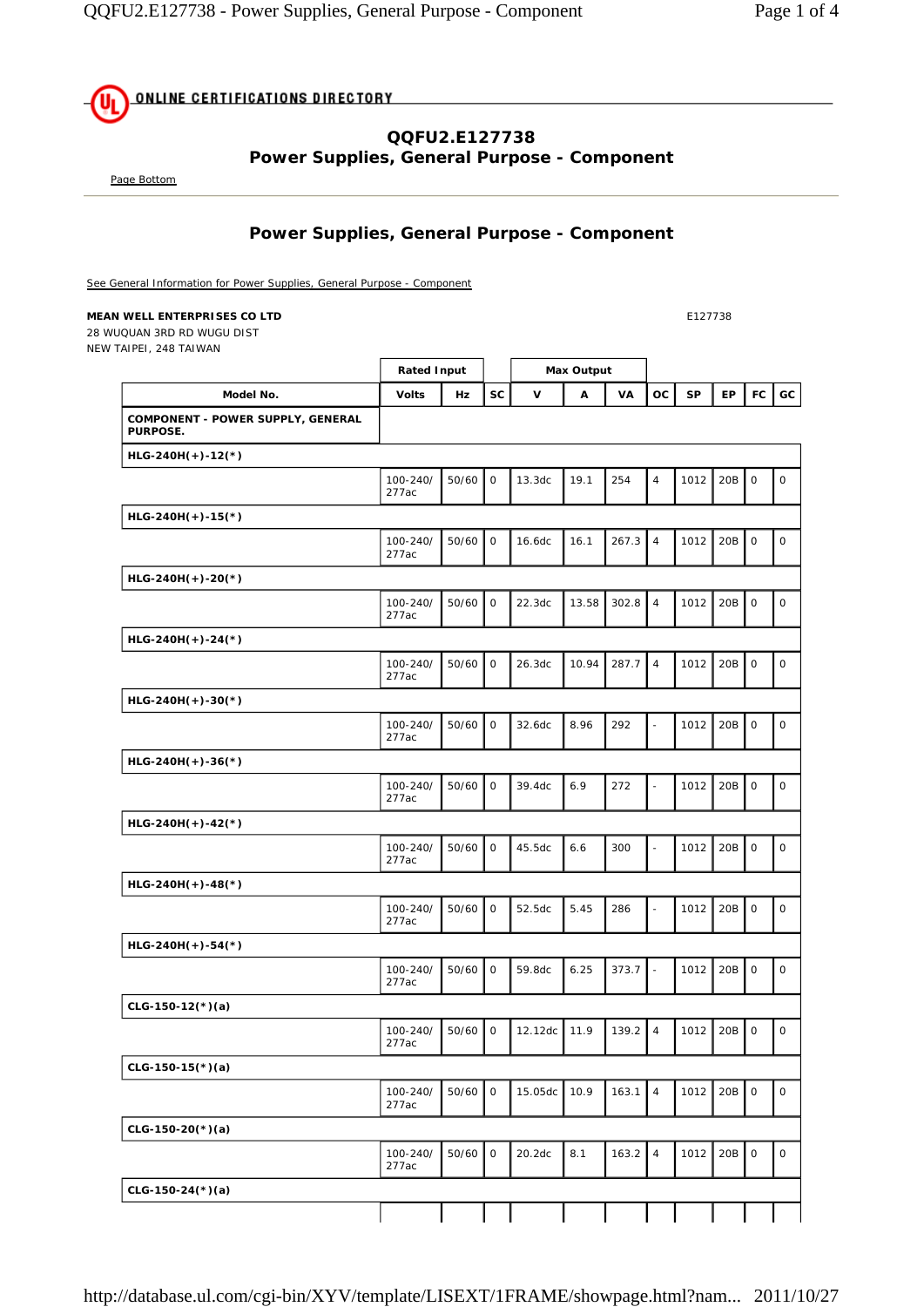ONLINE CERTIFICATIONS DIRECTORY

## QQFU2.E127738
## Power Supplies, General Purpose - Component

Page Bottom

## Power Supplies, General Purpose - Component

See General Information for Power Supplies, General Purpose - Component

**MEAN WELL ENTERPRISES CO LTD**
28 WUQUAN 3RD RD WUGU DIST
NEW TAIPEI, 248 TAIWAN

E127738

| | Rated Input | | | Max Output | | | | | | | |
|---|---|---|---|---|---|---|---|---|---|---|---|
| **Model No.** | **Volts** | **Hz** | **SC** | **V** | **A** | **VA** | **OC** | **SP** | **EP** | **FC** | **GC** |
| **COMPONENT - POWER SUPPLY, GENERAL PURPOSE.** | | | | | | | | | | | |
| **HLG-240H(+)-12(*)** | | | | | | | | | | | |
| | 100-240/ 277ac | 50/60 | 0 | 13.3dc | 19.1 | 254 | 4 | 1012 | 20B | 0 | 0 |
| **HLG-240H(+)-15(*)** | | | | | | | | | | | |
| | 100-240/ 277ac | 50/60 | 0 | 16.6dc | 16.1 | 267.3 | 4 | 1012 | 20B | 0 | 0 |
| **HLG-240H(+)-20(*)** | | | | | | | | | | | |
| | 100-240/ 277ac | 50/60 | 0 | 22.3dc | 13.58 | 302.8 | 4 | 1012 | 20B | 0 | 0 |
| **HLG-240H(+)-24(*)** | | | | | | | | | | | |
| | 100-240/ 277ac | 50/60 | 0 | 26.3dc | 10.94 | 287.7 | 4 | 1012 | 20B | 0 | 0 |
| **HLG-240H(+)-30(*)** | | | | | | | | | | | |
| | 100-240/ 277ac | 50/60 | 0 | 32.6dc | 8.96 | 292 | - | 1012 | 20B | 0 | 0 |
| **HLG-240H(+)-36(*)** | | | | | | | | | | | |
| | 100-240/ 277ac | 50/60 | 0 | 39.4dc | 6.9 | 272 | - | 1012 | 20B | 0 | 0 |
| **HLG-240H(+)-42(*)** | | | | | | | | | | | |
| | 100-240/ 277ac | 50/60 | 0 | 45.5dc | 6.6 | 300 | - | 1012 | 20B | 0 | 0 |
| **HLG-240H(+)-48(*)** | | | | | | | | | | | |
| | 100-240/ 277ac | 50/60 | 0 | 52.5dc | 5.45 | 286 | - | 1012 | 20B | 0 | 0 |
| **HLG-240H(+)-54(*)** | | | | | | | | | | | |
| | 100-240/ 277ac | 50/60 | 0 | 59.8dc | 6.25 | 373.7 | - | 1012 | 20B | 0 | 0 |
| **CLG-150-12(*)(a)** | | | | | | | | | | | |
| | 100-240/ 277ac | 50/60 | 0 | 12.12dc | 11.9 | 139.2 | 4 | 1012 | 20B | 0 | 0 |
| **CLG-150-15(*)(a)** | | | | | | | | | | | |
| | 100-240/ 277ac | 50/60 | 0 | 15.05dc | 10.9 | 163.1 | 4 | 1012 | 20B | 0 | 0 |
| **CLG-150-20(*)(a)** | | | | | | | | | | | |
| | 100-240/ 277ac | 50/60 | 0 | 20.2dc | 8.1 | 163.2 | 4 | 1012 | 20B | 0 | 0 |
| **CLG-150-24(*)(a)** | | | | | | | | | | | |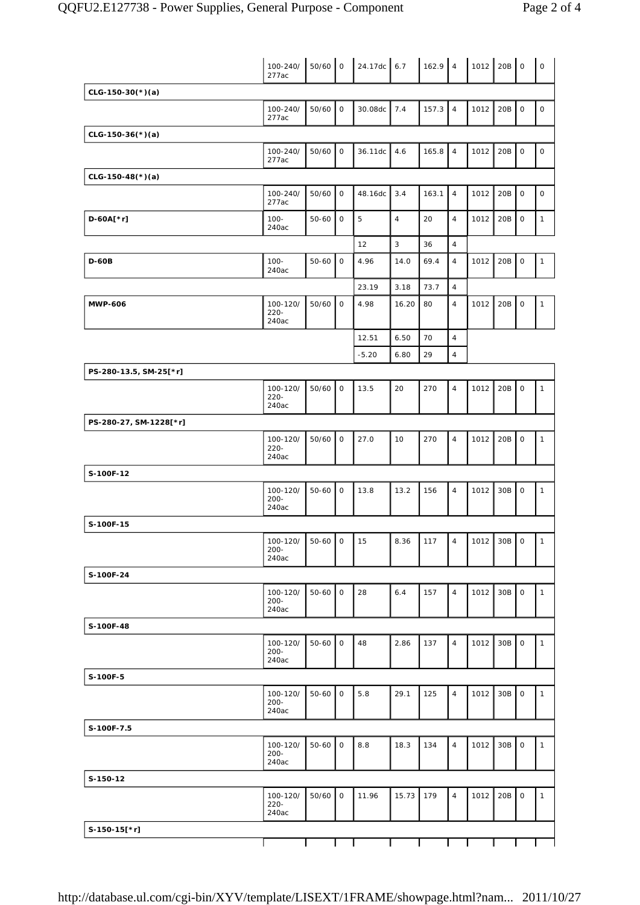| | | | | | | | | | | | |
|---|---|---|---|---|---|---|---|---|---|---|---|
| | 100-240/ 277ac | 50/60 | 0 | 24.17dc | 6.7 | 162.9 | 4 | 1012 | 20B | 0 | 0 |
| **CLG-150-30(*)(a)** | | | | | | | | | | | |
| | 100-240/ 277ac | 50/60 | 0 | 30.08dc | 7.4 | 157.3 | 4 | 1012 | 20B | 0 | 0 |
| **CLG-150-36(*)(a)** | | | | | | | | | | | |
| | 100-240/ 277ac | 50/60 | 0 | 36.11dc | 4.6 | 165.8 | 4 | 1012 | 20B | 0 | 0 |
| **CLG-150-48(*)(a)** | | | | | | | | | | | |
| | 100-240/ 277ac | 50/60 | 0 | 48.16dc | 3.4 | 163.1 | 4 | 1012 | 20B | 0 | 0 |
| **D-60A[*r]** | 100-240ac | 50-60 | 0 | 5 | 4 | 20 | 4 | 1012 | 20B | 0 | 1 |
| | | | | 12 | 3 | 36 | 4 | | | | |
| **D-60B** | 100-240ac | 50-60 | 0 | 4.96 | 14.0 | 69.4 | 4 | 1012 | 20B | 0 | 1 |
| | | | | 23.19 | 3.18 | 73.7 | 4 | | | | |
| **MWP-606** | 100-120/ 220-240ac | 50/60 | 0 | 4.98 | 16.20 | 80 | 4 | 1012 | 20B | 0 | 1 |
| | | | | 12.51 | 6.50 | 70 | 4 | | | | |
| | | | | -5.20 | 6.80 | 29 | 4 | | | | |
| **PS-280-13.5, SM-25[*r]** | | | | | | | | | | | |
| | 100-120/ 220-240ac | 50/60 | 0 | 13.5 | 20 | 270 | 4 | 1012 | 20B | 0 | 1 |
| **PS-280-27, SM-1228[*r]** | | | | | | | | | | | |
| | 100-120/ 220-240ac | 50/60 | 0 | 27.0 | 10 | 270 | 4 | 1012 | 20B | 0 | 1 |
| **S-100F-12** | | | | | | | | | | | |
| | 100-120/ 200-240ac | 50-60 | 0 | 13.8 | 13.2 | 156 | 4 | 1012 | 30B | 0 | 1 |
| **S-100F-15** | | | | | | | | | | | |
| | 100-120/ 200-240ac | 50-60 | 0 | 15 | 8.36 | 117 | 4 | 1012 | 30B | 0 | 1 |
| **S-100F-24** | | | | | | | | | | | |
| | 100-120/ 200-240ac | 50-60 | 0 | 28 | 6.4 | 157 | 4 | 1012 | 30B | 0 | 1 |
| **S-100F-48** | | | | | | | | | | | |
| | 100-120/ 200-240ac | 50-60 | 0 | 48 | 2.86 | 137 | 4 | 1012 | 30B | 0 | 1 |
| **S-100F-5** | | | | | | | | | | | |
| | 100-120/ 200-240ac | 50-60 | 0 | 5.8 | 29.1 | 125 | 4 | 1012 | 30B | 0 | 1 |
| **S-100F-7.5** | | | | | | | | | | | |
| | 100-120/ 200-240ac | 50-60 | 0 | 8.8 | 18.3 | 134 | 4 | 1012 | 30B | 0 | 1 |
| **S-150-12** | | | | | | | | | | | |
| | 100-120/ 220-240ac | 50/60 | 0 | 11.96 | 15.73 | 179 | 4 | 1012 | 20B | 0 | 1 |
| **S-150-15[*r]** | | | | | | | | | | | |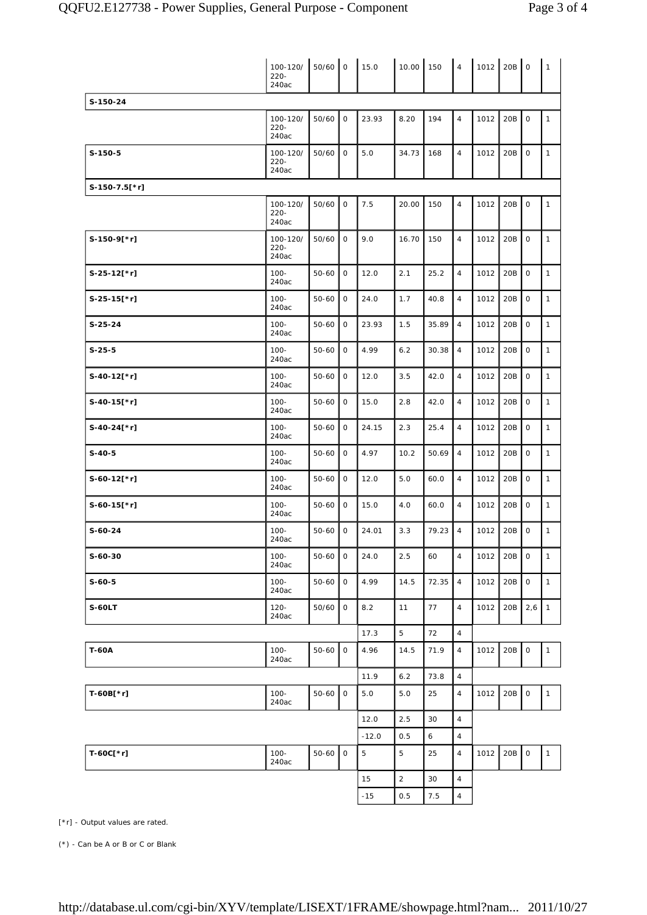| | | | | | | | | | | | |
|---|---|---|---|---|---|---|---|---|---|---|---|
| | 100-120/ 220-240ac | 50/60 | 0 | 15.0 | 10.00 | 150 | 4 | 1012 | 20B | 0 | 1 |
| **S-150-24** | | | | | | | | | | | |
| | 100-120/ 220-240ac | 50/60 | 0 | 23.93 | 8.20 | 194 | 4 | 1012 | 20B | 0 | 1 |
| **S-150-5** | 100-120/ 220-240ac | 50/60 | 0 | 5.0 | 34.73 | 168 | 4 | 1012 | 20B | 0 | 1 |
| **S-150-7.5[*r]** | | | | | | | | | | | |
| | 100-120/ 220-240ac | 50/60 | 0 | 7.5 | 20.00 | 150 | 4 | 1012 | 20B | 0 | 1 |
| **S-150-9[*r]** | 100-120/ 220-240ac | 50/60 | 0 | 9.0 | 16.70 | 150 | 4 | 1012 | 20B | 0 | 1 |
| **S-25-12[*r]** | 100-240ac | 50-60 | 0 | 12.0 | 2.1 | 25.2 | 4 | 1012 | 20B | 0 | 1 |
| **S-25-15[*r]** | 100-240ac | 50-60 | 0 | 24.0 | 1.7 | 40.8 | 4 | 1012 | 20B | 0 | 1 |
| **S-25-24** | 100-240ac | 50-60 | 0 | 23.93 | 1.5 | 35.89 | 4 | 1012 | 20B | 0 | 1 |
| **S-25-5** | 100-240ac | 50-60 | 0 | 4.99 | 6.2 | 30.38 | 4 | 1012 | 20B | 0 | 1 |
| **S-40-12[*r]** | 100-240ac | 50-60 | 0 | 12.0 | 3.5 | 42.0 | 4 | 1012 | 20B | 0 | 1 |
| **S-40-15[*r]** | 100-240ac | 50-60 | 0 | 15.0 | 2.8 | 42.0 | 4 | 1012 | 20B | 0 | 1 |
| **S-40-24[*r]** | 100-240ac | 50-60 | 0 | 24.15 | 2.3 | 25.4 | 4 | 1012 | 20B | 0 | 1 |
| **S-40-5** | 100-240ac | 50-60 | 0 | 4.97 | 10.2 | 50.69 | 4 | 1012 | 20B | 0 | 1 |
| **S-60-12[*r]** | 100-240ac | 50-60 | 0 | 12.0 | 5.0 | 60.0 | 4 | 1012 | 20B | 0 | 1 |
| **S-60-15[*r]** | 100-240ac | 50-60 | 0 | 15.0 | 4.0 | 60.0 | 4 | 1012 | 20B | 0 | 1 |
| **S-60-24** | 100-240ac | 50-60 | 0 | 24.01 | 3.3 | 79.23 | 4 | 1012 | 20B | 0 | 1 |
| **S-60-30** | 100-240ac | 50-60 | 0 | 24.0 | 2.5 | 60 | 4 | 1012 | 20B | 0 | 1 |
| **S-60-5** | 100-240ac | 50-60 | 0 | 4.99 | 14.5 | 72.35 | 4 | 1012 | 20B | 0 | 1 |
| **S-60LT** | 120-240ac | 50/60 | 0 | 8.2 | 11 | 77 | 4 | 1012 | 20B | 2,6 | 1 |
| | | | | 17.3 | 5 | 72 | 4 | | | | |
| **T-60A** | 100-240ac | 50-60 | 0 | 4.96 | 14.5 | 71.9 | 4 | 1012 | 20B | 0 | 1 |
| | | | | 11.9 | 6.2 | 73.8 | 4 | | | | |
| **T-60B[*r]** | 100-240ac | 50-60 | 0 | 5.0 | 5.0 | 25 | 4 | 1012 | 20B | 0 | 1 |
| | | | | 12.0 | 2.5 | 30 | 4 | | | | |
| | | | | -12.0 | 0.5 | 6 | 4 | | | | |
| **T-60C[*r]** | 100-240ac | 50-60 | 0 | 5 | 5 | 25 | 4 | 1012 | 20B | 0 | 1 |
| | | | | 15 | 2 | 30 | 4 | | | | |
| | | | | -15 | 0.5 | 7.5 | 4 | | | | |

[*r] - Output values are rated.

(*) - Can be A or B or C or Blank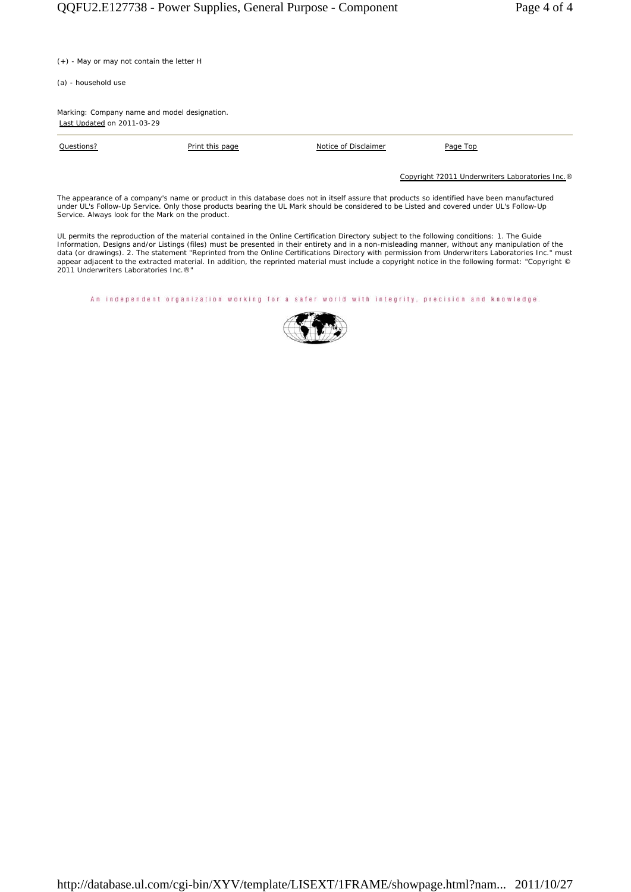(+) - May or may not contain the letter H

(a) - household use

Marking: Company name and model designation.

Last Updated on 2011-03-29

Questions? Print this page Notice of Disclaimer Page Top

Copyright ?2011 Underwriters Laboratories Inc.®

The appearance of a company's name or product in this database does not in itself assure that products so identified have been manufactured under UL's Follow-Up Service. Only those products bearing the UL Mark should be considered to be Listed and covered under UL's Follow-Up Service. Always look for the Mark on the product.

UL permits the reproduction of the material contained in the Online Certification Directory subject to the following conditions: 1. The Guide Information, Designs and/or Listings (files) must be presented in their entirety and in a non-misleading manner, without any manipulation of the data (or drawings). 2. The statement "Reprinted from the Online Certifications Directory with permission from Underwriters Laboratories Inc." must appear adjacent to the extracted material. In addition, the reprinted material must include a copyright notice in the following format: "Copyright © 2011 Underwriters Laboratories Inc.®"

An independent organization working for a safer world with integrity, precision and knowledge.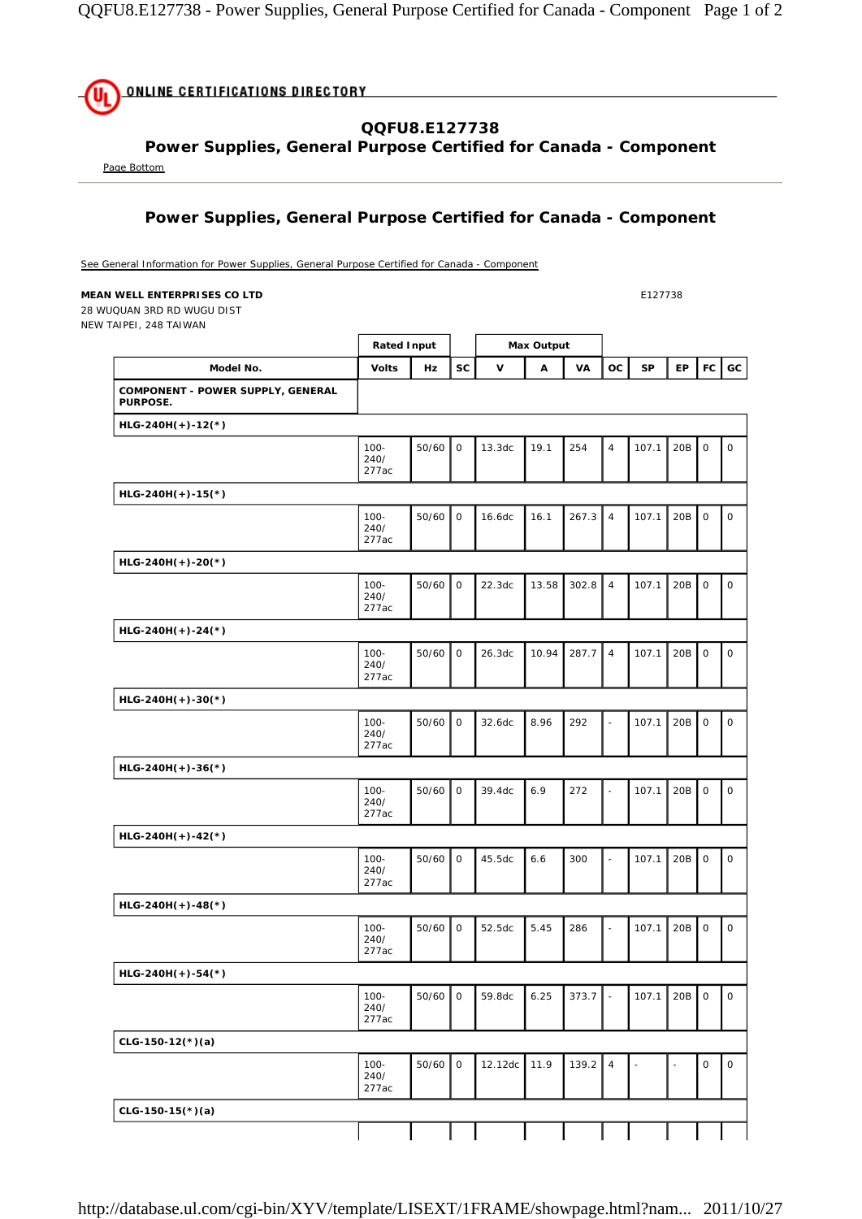# QQFU8.E127738
## Power Supplies, General Purpose Certified for Canada - Component

Page Bottom

## Power Supplies, General Purpose Certified for Canada - Component

See General Information for Power Supplies, General Purpose Certified for Canada - Component

**MEAN WELL ENTERPRISES CO LTD**
28 WUQUAN 3RD RD WUGU DIST
NEW TAIPEI, 248 TAIWAN

E127738

| | Rated Input | | | Max Output | | | | | | | |
|---|---|---|---|---|---|---|---|---|---|---|---|
| **Model No.** | **Volts** | **Hz** | **SC** | **V** | **A** | **VA** | **OC** | **SP** | **EP** | **FC** | **GC** |
| **COMPONENT - POWER SUPPLY, GENERAL PURPOSE.** | | | | | | | | | | | |
| **HLG-240H(+)-12(*)** | | | | | | | | | | | |
| | 100-240/277ac | 50/60 | 0 | 13.3dc | 19.1 | 254 | 4 | 107.1 | 20B | 0 | 0 |
| **HLG-240H(+)-15(*)** | | | | | | | | | | | |
| | 100-240/277ac | 50/60 | 0 | 16.6dc | 16.1 | 267.3 | 4 | 107.1 | 20B | 0 | 0 |
| **HLG-240H(+)-20(*)** | | | | | | | | | | | |
| | 100-240/277ac | 50/60 | 0 | 22.3dc | 13.58 | 302.8 | 4 | 107.1 | 20B | 0 | 0 |
| **HLG-240H(+)-24(*)** | | | | | | | | | | | |
| | 100-240/277ac | 50/60 | 0 | 26.3dc | 10.94 | 287.7 | 4 | 107.1 | 20B | 0 | 0 |
| **HLG-240H(+)-30(*)** | | | | | | | | | | | |
| | 100-240/277ac | 50/60 | 0 | 32.6dc | 8.96 | 292 | - | 107.1 | 20B | 0 | 0 |
| **HLG-240H(+)-36(*)** | | | | | | | | | | | |
| | 100-240/277ac | 50/60 | 0 | 39.4dc | 6.9 | 272 | - | 107.1 | 20B | 0 | 0 |
| **HLG-240H(+)-42(*)** | | | | | | | | | | | |
| | 100-240/277ac | 50/60 | 0 | 45.5dc | 6.6 | 300 | - | 107.1 | 20B | 0 | 0 |
| **HLG-240H(+)-48(*)** | | | | | | | | | | | |
| | 100-240/277ac | 50/60 | 0 | 52.5dc | 5.45 | 286 | - | 107.1 | 20B | 0 | 0 |
| **HLG-240H(+)-54(*)** | | | | | | | | | | | |
| | 100-240/277ac | 50/60 | 0 | 59.8dc | 6.25 | 373.7 | - | 107.1 | 20B | 0 | 0 |
| **CLG-150-12(*)(a)** | | | | | | | | | | | |
| | 100-240/277ac | 50/60 | 0 | 12.12dc | 11.9 | 139.2 | 4 | - | - | 0 | 0 |
| **CLG-150-15(*)(a)** | | | | | | | | | | | |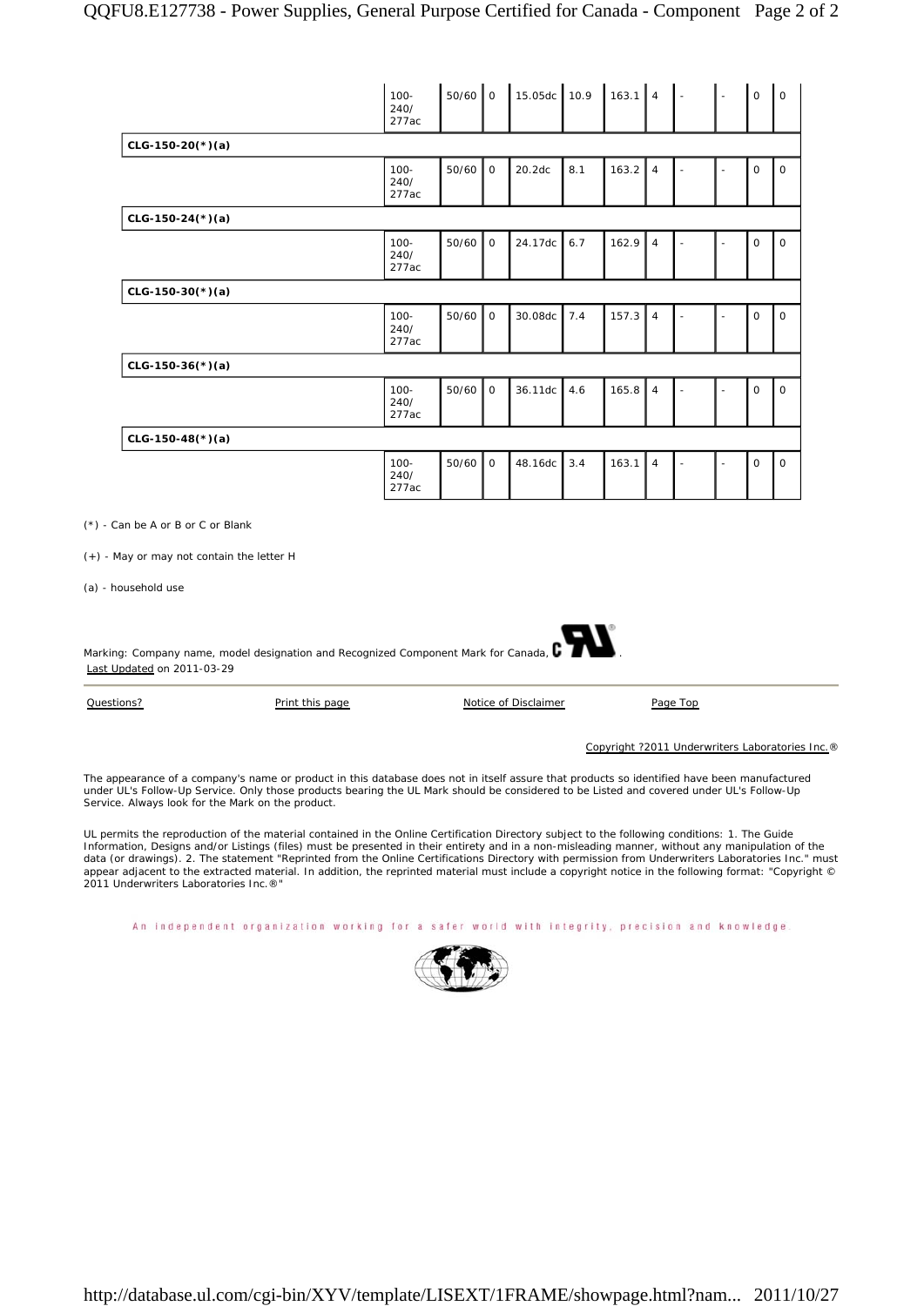| | | | | | | | | | | | |
|---|---|---|---|---|---|---|---|---|---|---|---|
| | 100-240/277ac | 50/60 | 0 | 15.05dc | 10.9 | 163.1 | 4 | - | - | 0 | 0 |
| **CLG-150-20(*)(a)** | | | | | | | | | | | |
| | 100-240/277ac | 50/60 | 0 | 20.2dc | 8.1 | 163.2 | 4 | - | - | 0 | 0 |
| **CLG-150-24(*)(a)** | | | | | | | | | | | |
| | 100-240/277ac | 50/60 | 0 | 24.17dc | 6.7 | 162.9 | 4 | - | - | 0 | 0 |
| **CLG-150-30(*)(a)** | | | | | | | | | | | |
| | 100-240/277ac | 50/60 | 0 | 30.08dc | 7.4 | 157.3 | 4 | - | - | 0 | 0 |
| **CLG-150-36(*)(a)** | | | | | | | | | | | |
| | 100-240/277ac | 50/60 | 0 | 36.11dc | 4.6 | 165.8 | 4 | - | - | 0 | 0 |
| **CLG-150-48(*)(a)** | | | | | | | | | | | |
| | 100-240/277ac | 50/60 | 0 | 48.16dc | 3.4 | 163.1 | 4 | - | - | 0 | 0 |

(*) - Can be A or B or C or Blank

(+) - May or may not contain the letter H

(a) - household use

Marking: Company name, model designation and Recognized Component Mark for Canada, .

Last Updated on 2011-03-29

Questions? Print this page Notice of Disclaimer Page Top

Copyright ?2011 Underwriters Laboratories Inc.®

The appearance of a company's name or product in this database does not in itself assure that products so identified have been manufactured under UL's Follow-Up Service. Only those products bearing the UL Mark should be considered to be Listed and covered under UL's Follow-Up Service. Always look for the Mark on the product.

UL permits the reproduction of the material contained in the Online Certification Directory subject to the following conditions: 1. The Guide Information, Designs and/or Listings (files) must be presented in their entirety and in a non-misleading manner, without any manipulation of the data (or drawings). 2. The statement "Reprinted from the Online Certifications Directory with permission from Underwriters Laboratories Inc." must appear adjacent to the extracted material. In addition, the reprinted material must include a copyright notice in the following format: "Copyright © 2011 Underwriters Laboratories Inc.®"

An independent organization working for a safer world with integrity, precision and knowledge.